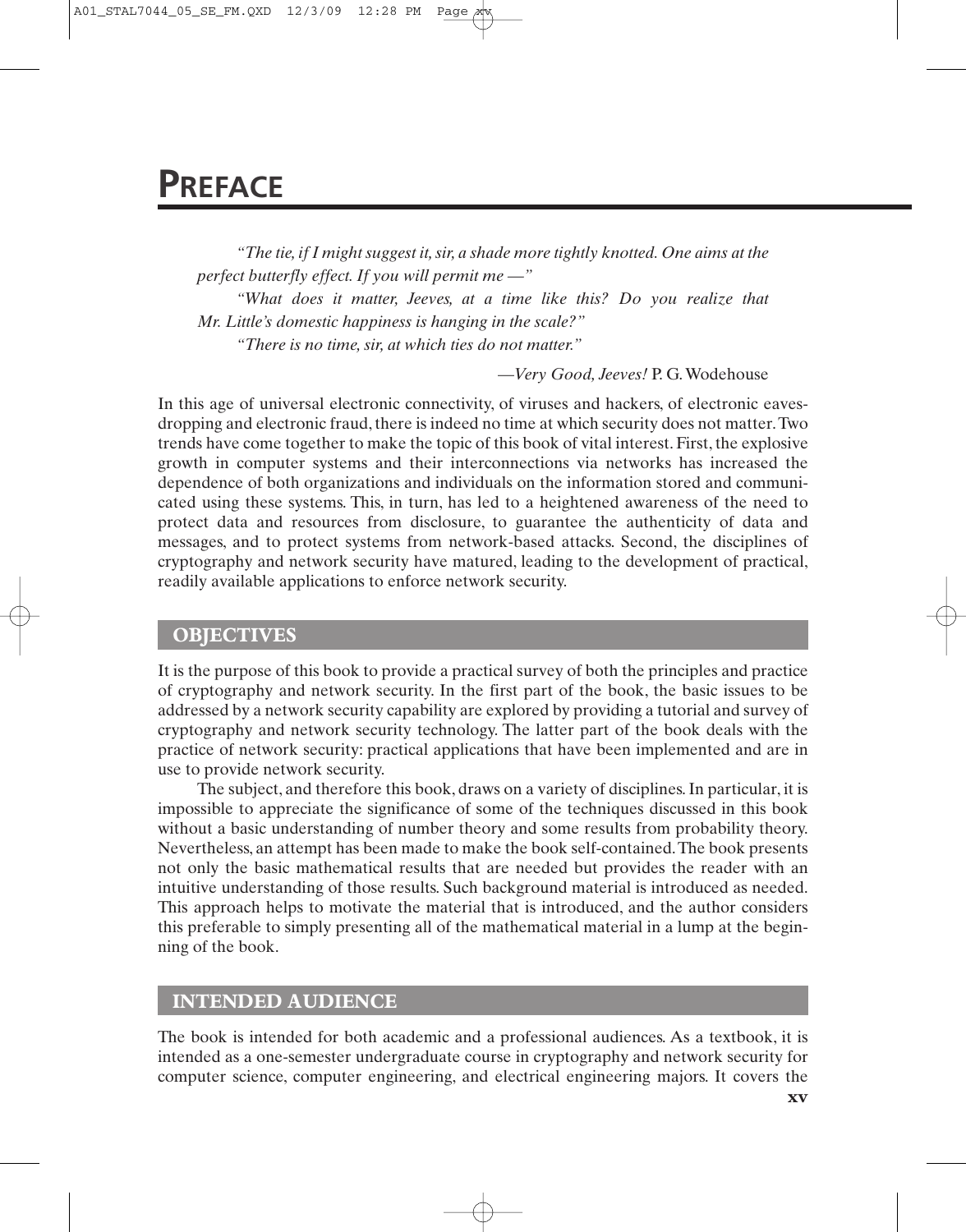# PREFACE

> *"The tie, if I might suggest it, sir, a shade more tightly knotted. One aims at the perfect butterfly effect. If you will permit me —"*
>
> *"What does it matter, Jeeves, at a time like this? Do you realize that Mr. Little's domestic happiness is hanging in the scale?"*
>
> *"There is no time, sir, at which ties do not matter."*
>
> —*Very Good, Jeeves!* P. G. Wodehouse

In this age of universal electronic connectivity, of viruses and hackers, of electronic eavesdropping and electronic fraud, there is indeed no time at which security does not matter. Two trends have come together to make the topic of this book of vital interest. First, the explosive growth in computer systems and their interconnections via networks has increased the dependence of both organizations and individuals on the information stored and communicated using these systems. This, in turn, has led to a heightened awareness of the need to protect data and resources from disclosure, to guarantee the authenticity of data and messages, and to protect systems from network-based attacks. Second, the disciplines of cryptography and network security have matured, leading to the development of practical, readily available applications to enforce network security.

## OBJECTIVES

It is the purpose of this book to provide a practical survey of both the principles and practice of cryptography and network security. In the first part of the book, the basic issues to be addressed by a network security capability are explored by providing a tutorial and survey of cryptography and network security technology. The latter part of the book deals with the practice of network security: practical applications that have been implemented and are in use to provide network security.

The subject, and therefore this book, draws on a variety of disciplines. In particular, it is impossible to appreciate the significance of some of the techniques discussed in this book without a basic understanding of number theory and some results from probability theory. Nevertheless, an attempt has been made to make the book self-contained. The book presents not only the basic mathematical results that are needed but provides the reader with an intuitive understanding of those results. Such background material is introduced as needed. This approach helps to motivate the material that is introduced, and the author considers this preferable to simply presenting all of the mathematical material in a lump at the beginning of the book.

## INTENDED AUDIENCE

The book is intended for both academic and a professional audiences. As a textbook, it is intended as a one-semester undergraduate course in cryptography and network security for computer science, computer engineering, and electrical engineering majors. It covers the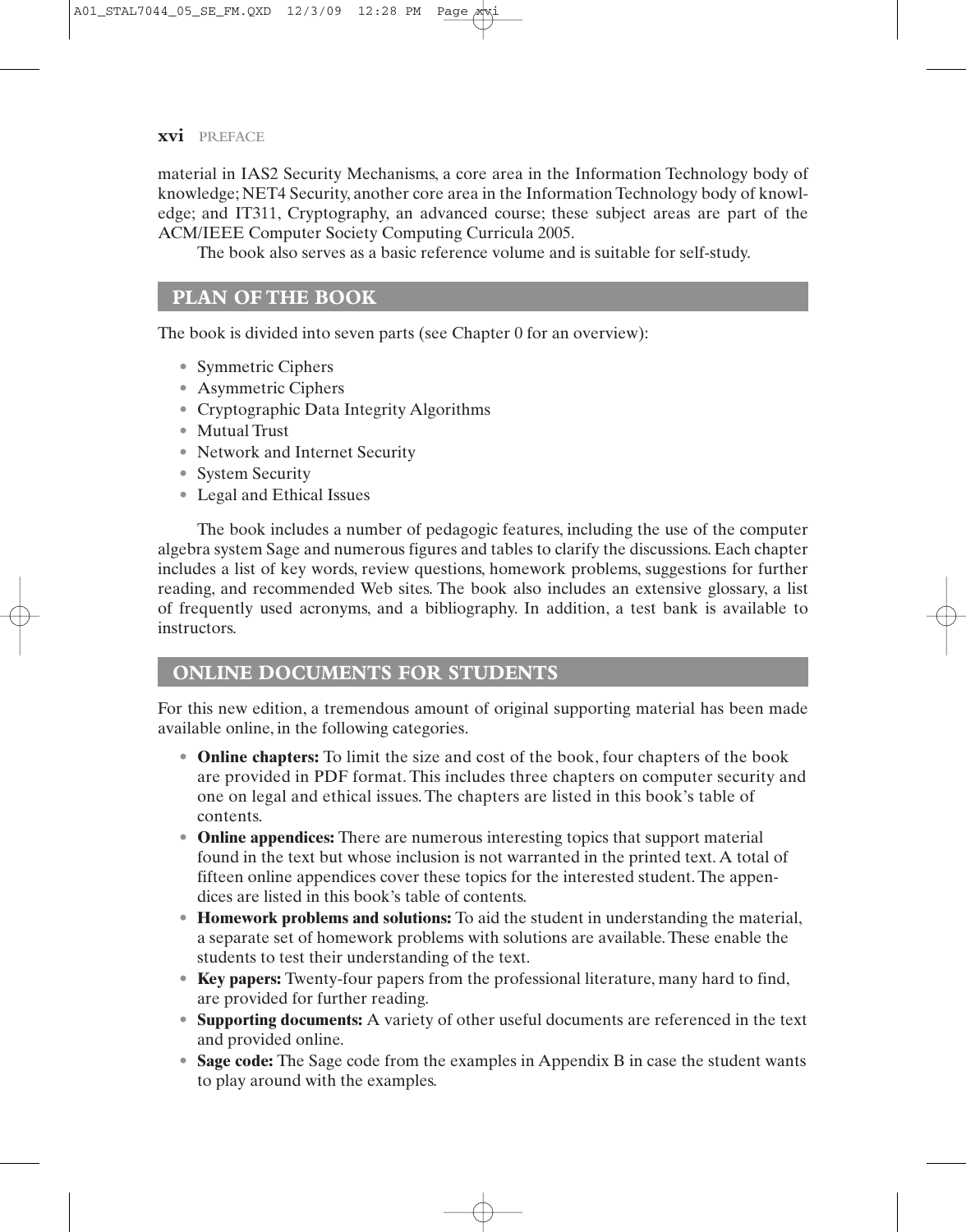material in IAS2 Security Mechanisms, a core area in the Information Technology body of knowledge; NET4 Security, another core area in the Information Technology body of knowledge; and IT311, Cryptography, an advanced course; these subject areas are part of the ACM/IEEE Computer Society Computing Curricula 2005.

The book also serves as a basic reference volume and is suitable for self-study.

## PLAN OF THE BOOK

The book is divided into seven parts (see Chapter 0 for an overview):

- Symmetric Ciphers
- Asymmetric Ciphers
- Cryptographic Data Integrity Algorithms
- Mutual Trust
- Network and Internet Security
- System Security
- Legal and Ethical Issues

The book includes a number of pedagogic features, including the use of the computer algebra system Sage and numerous figures and tables to clarify the discussions. Each chapter includes a list of key words, review questions, homework problems, suggestions for further reading, and recommended Web sites. The book also includes an extensive glossary, a list of frequently used acronyms, and a bibliography. In addition, a test bank is available to instructors.

## ONLINE DOCUMENTS FOR STUDENTS

For this new edition, a tremendous amount of original supporting material has been made available online, in the following categories.

- **Online chapters:** To limit the size and cost of the book, four chapters of the book are provided in PDF format. This includes three chapters on computer security and one on legal and ethical issues. The chapters are listed in this book's table of contents.
- **Online appendices:** There are numerous interesting topics that support material found in the text but whose inclusion is not warranted in the printed text. A total of fifteen online appendices cover these topics for the interested student. The appendices are listed in this book's table of contents.
- **Homework problems and solutions:** To aid the student in understanding the material, a separate set of homework problems with solutions are available. These enable the students to test their understanding of the text.
- **Key papers:** Twenty-four papers from the professional literature, many hard to find, are provided for further reading.
- **Supporting documents:** A variety of other useful documents are referenced in the text and provided online.
- **Sage code:** The Sage code from the examples in Appendix B in case the student wants to play around with the examples.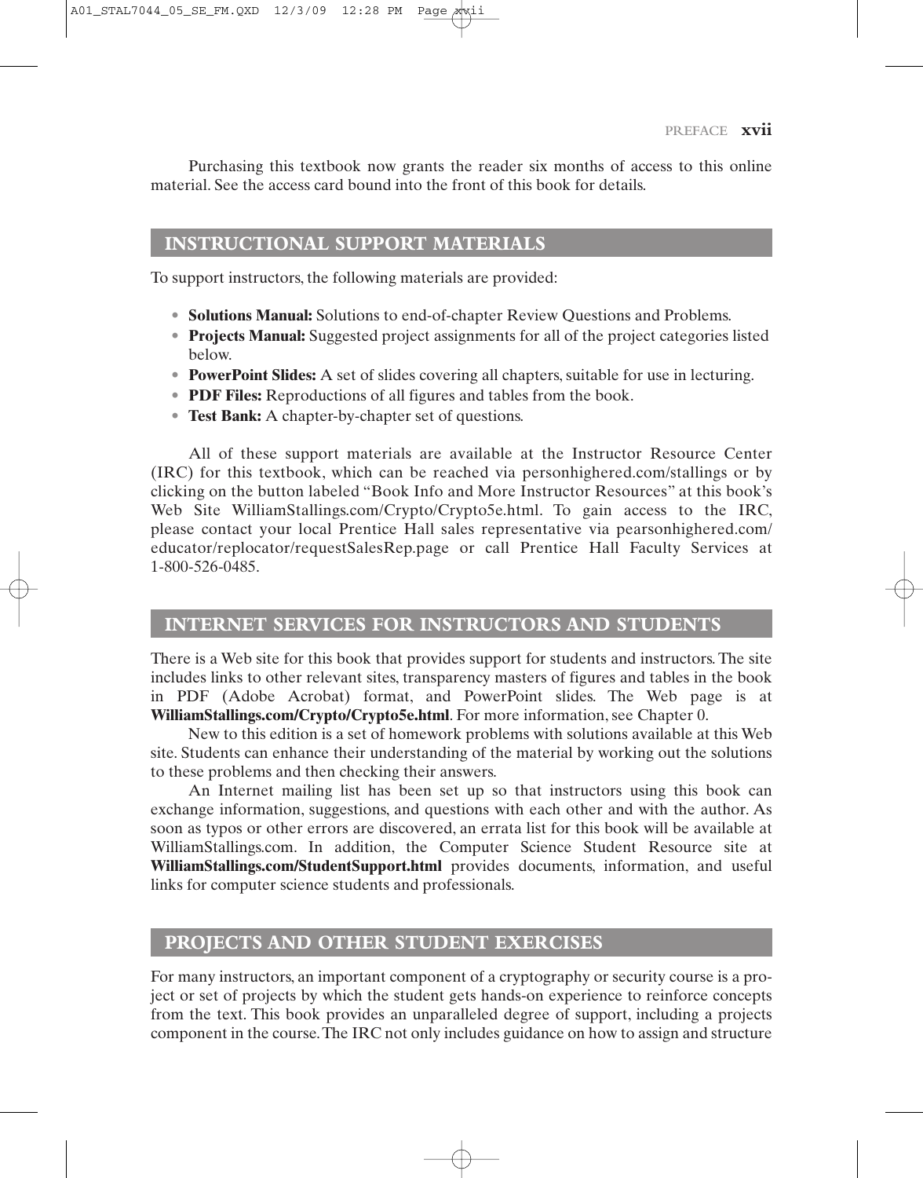Purchasing this textbook now grants the reader six months of access to this online material. See the access card bound into the front of this book for details.

## INSTRUCTIONAL SUPPORT MATERIALS

To support instructors, the following materials are provided:

- **Solutions Manual:** Solutions to end-of-chapter Review Questions and Problems.
- **Projects Manual:** Suggested project assignments for all of the project categories listed below.
- **PowerPoint Slides:** A set of slides covering all chapters, suitable for use in lecturing.
- **PDF Files:** Reproductions of all figures and tables from the book.
- **Test Bank:** A chapter-by-chapter set of questions.

All of these support materials are available at the Instructor Resource Center (IRC) for this textbook, which can be reached via personhighered.com/stallings or by clicking on the button labeled "Book Info and More Instructor Resources" at this book's Web Site WilliamStallings.com/Crypto/Crypto5e.html. To gain access to the IRC, please contact your local Prentice Hall sales representative via pearsonhighered.com/educator/replocator/requestSalesRep.page or call Prentice Hall Faculty Services at 1-800-526-0485.

## INTERNET SERVICES FOR INSTRUCTORS AND STUDENTS

There is a Web site for this book that provides support for students and instructors. The site includes links to other relevant sites, transparency masters of figures and tables in the book in PDF (Adobe Acrobat) format, and PowerPoint slides. The Web page is at **WilliamStallings.com/Crypto/Crypto5e.html**. For more information, see Chapter 0.

New to this edition is a set of homework problems with solutions available at this Web site. Students can enhance their understanding of the material by working out the solutions to these problems and then checking their answers.

An Internet mailing list has been set up so that instructors using this book can exchange information, suggestions, and questions with each other and with the author. As soon as typos or other errors are discovered, an errata list for this book will be available at WilliamStallings.com. In addition, the Computer Science Student Resource site at **WilliamStallings.com/StudentSupport.html** provides documents, information, and useful links for computer science students and professionals.

## PROJECTS AND OTHER STUDENT EXERCISES

For many instructors, an important component of a cryptography or security course is a project or set of projects by which the student gets hands-on experience to reinforce concepts from the text. This book provides an unparalleled degree of support, including a projects component in the course. The IRC not only includes guidance on how to assign and structure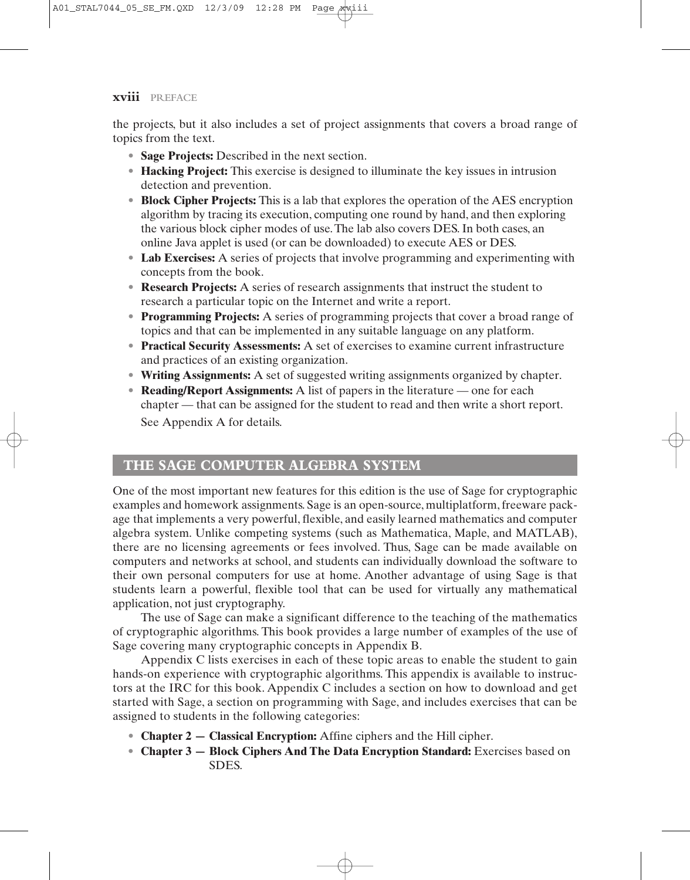the projects, but it also includes a set of project assignments that covers a broad range of topics from the text.

- **Sage Projects:** Described in the next section.
- **Hacking Project:** This exercise is designed to illuminate the key issues in intrusion detection and prevention.
- **Block Cipher Projects:** This is a lab that explores the operation of the AES encryption algorithm by tracing its execution, computing one round by hand, and then exploring the various block cipher modes of use. The lab also covers DES. In both cases, an online Java applet is used (or can be downloaded) to execute AES or DES.
- **Lab Exercises:** A series of projects that involve programming and experimenting with concepts from the book.
- **Research Projects:** A series of research assignments that instruct the student to research a particular topic on the Internet and write a report.
- **Programming Projects:** A series of programming projects that cover a broad range of topics and that can be implemented in any suitable language on any platform.
- **Practical Security Assessments:** A set of exercises to examine current infrastructure and practices of an existing organization.
- **Writing Assignments:** A set of suggested writing assignments organized by chapter.
- **Reading/Report Assignments:** A list of papers in the literature — one for each chapter — that can be assigned for the student to read and then write a short report.

  See Appendix A for details.

## THE SAGE COMPUTER ALGEBRA SYSTEM

One of the most important new features for this edition is the use of Sage for cryptographic examples and homework assignments. Sage is an open-source, multiplatform, freeware package that implements a very powerful, flexible, and easily learned mathematics and computer algebra system. Unlike competing systems (such as Mathematica, Maple, and MATLAB), there are no licensing agreements or fees involved. Thus, Sage can be made available on computers and networks at school, and students can individually download the software to their own personal computers for use at home. Another advantage of using Sage is that students learn a powerful, flexible tool that can be used for virtually any mathematical application, not just cryptography.

The use of Sage can make a significant difference to the teaching of the mathematics of cryptographic algorithms. This book provides a large number of examples of the use of Sage covering many cryptographic concepts in Appendix B.

Appendix C lists exercises in each of these topic areas to enable the student to gain hands-on experience with cryptographic algorithms. This appendix is available to instructors at the IRC for this book. Appendix C includes a section on how to download and get started with Sage, a section on programming with Sage, and includes exercises that can be assigned to students in the following categories:

- **Chapter 2 — Classical Encryption:** Affine ciphers and the Hill cipher.
- **Chapter 3 — Block Ciphers And The Data Encryption Standard:** Exercises based on SDES.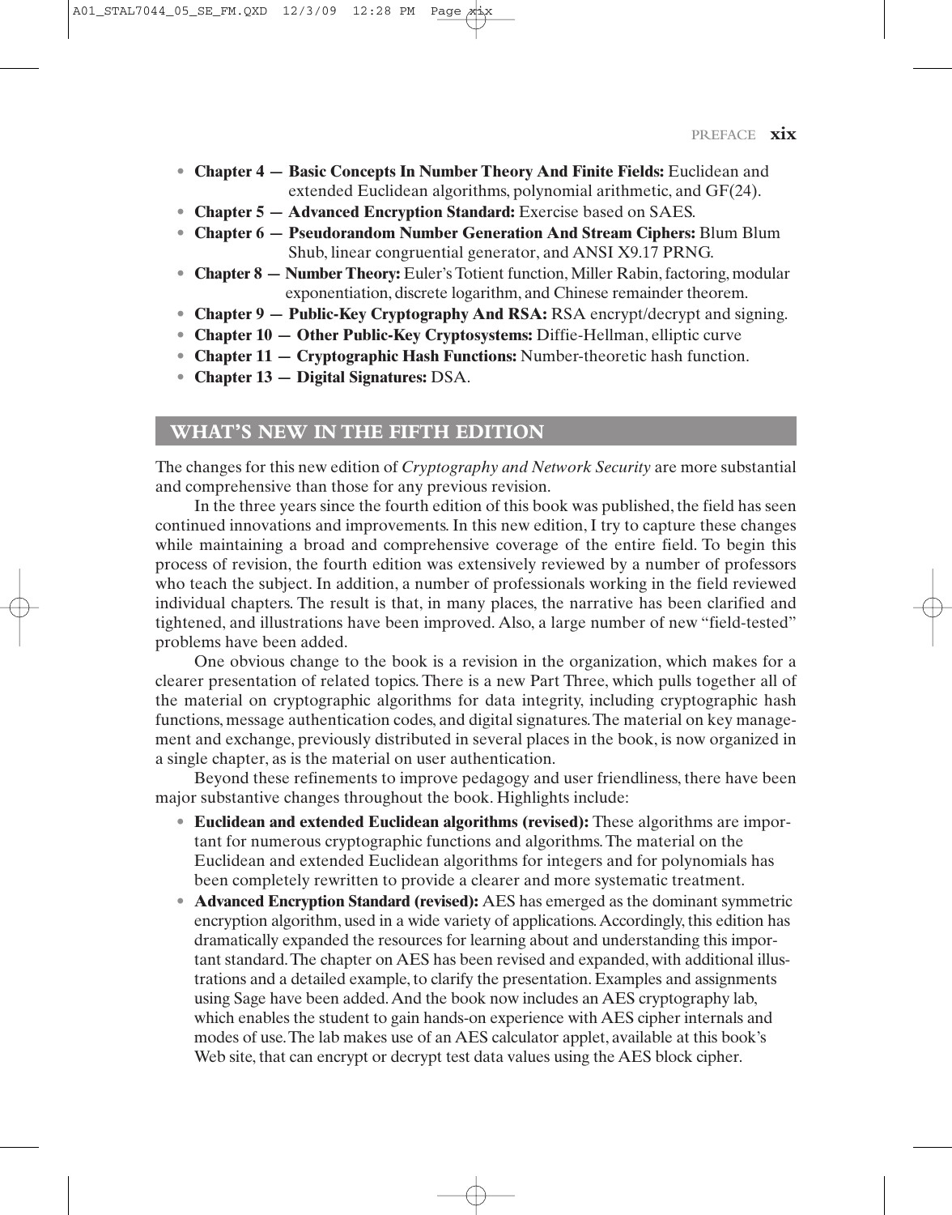- **Chapter 4 — Basic Concepts In Number Theory And Finite Fields:** Euclidean and extended Euclidean algorithms, polynomial arithmetic, and GF(24).
- **Chapter 5 — Advanced Encryption Standard:** Exercise based on SAES.
- **Chapter 6 — Pseudorandom Number Generation And Stream Ciphers:** Blum Blum Shub, linear congruential generator, and ANSI X9.17 PRNG.
- **Chapter 8 — Number Theory:** Euler's Totient function, Miller Rabin, factoring, modular exponentiation, discrete logarithm, and Chinese remainder theorem.
- **Chapter 9 — Public-Key Cryptography And RSA:** RSA encrypt/decrypt and signing.
- **Chapter 10 — Other Public-Key Cryptosystems:** Diffie-Hellman, elliptic curve
- **Chapter 11 — Cryptographic Hash Functions:** Number-theoretic hash function.
- **Chapter 13 — Digital Signatures:** DSA.

## WHAT'S NEW IN THE FIFTH EDITION

The changes for this new edition of *Cryptography and Network Security* are more substantial and comprehensive than those for any previous revision.

In the three years since the fourth edition of this book was published, the field has seen continued innovations and improvements. In this new edition, I try to capture these changes while maintaining a broad and comprehensive coverage of the entire field. To begin this process of revision, the fourth edition was extensively reviewed by a number of professors who teach the subject. In addition, a number of professionals working in the field reviewed individual chapters. The result is that, in many places, the narrative has been clarified and tightened, and illustrations have been improved. Also, a large number of new "field-tested" problems have been added.

One obvious change to the book is a revision in the organization, which makes for a clearer presentation of related topics. There is a new Part Three, which pulls together all of the material on cryptographic algorithms for data integrity, including cryptographic hash functions, message authentication codes, and digital signatures. The material on key management and exchange, previously distributed in several places in the book, is now organized in a single chapter, as is the material on user authentication.

Beyond these refinements to improve pedagogy and user friendliness, there have been major substantive changes throughout the book. Highlights include:

- **Euclidean and extended Euclidean algorithms (revised):** These algorithms are important for numerous cryptographic functions and algorithms. The material on the Euclidean and extended Euclidean algorithms for integers and for polynomials has been completely rewritten to provide a clearer and more systematic treatment.
- **Advanced Encryption Standard (revised):** AES has emerged as the dominant symmetric encryption algorithm, used in a wide variety of applications. Accordingly, this edition has dramatically expanded the resources for learning about and understanding this important standard. The chapter on AES has been revised and expanded, with additional illustrations and a detailed example, to clarify the presentation. Examples and assignments using Sage have been added. And the book now includes an AES cryptography lab, which enables the student to gain hands-on experience with AES cipher internals and modes of use. The lab makes use of an AES calculator applet, available at this book's Web site, that can encrypt or decrypt test data values using the AES block cipher.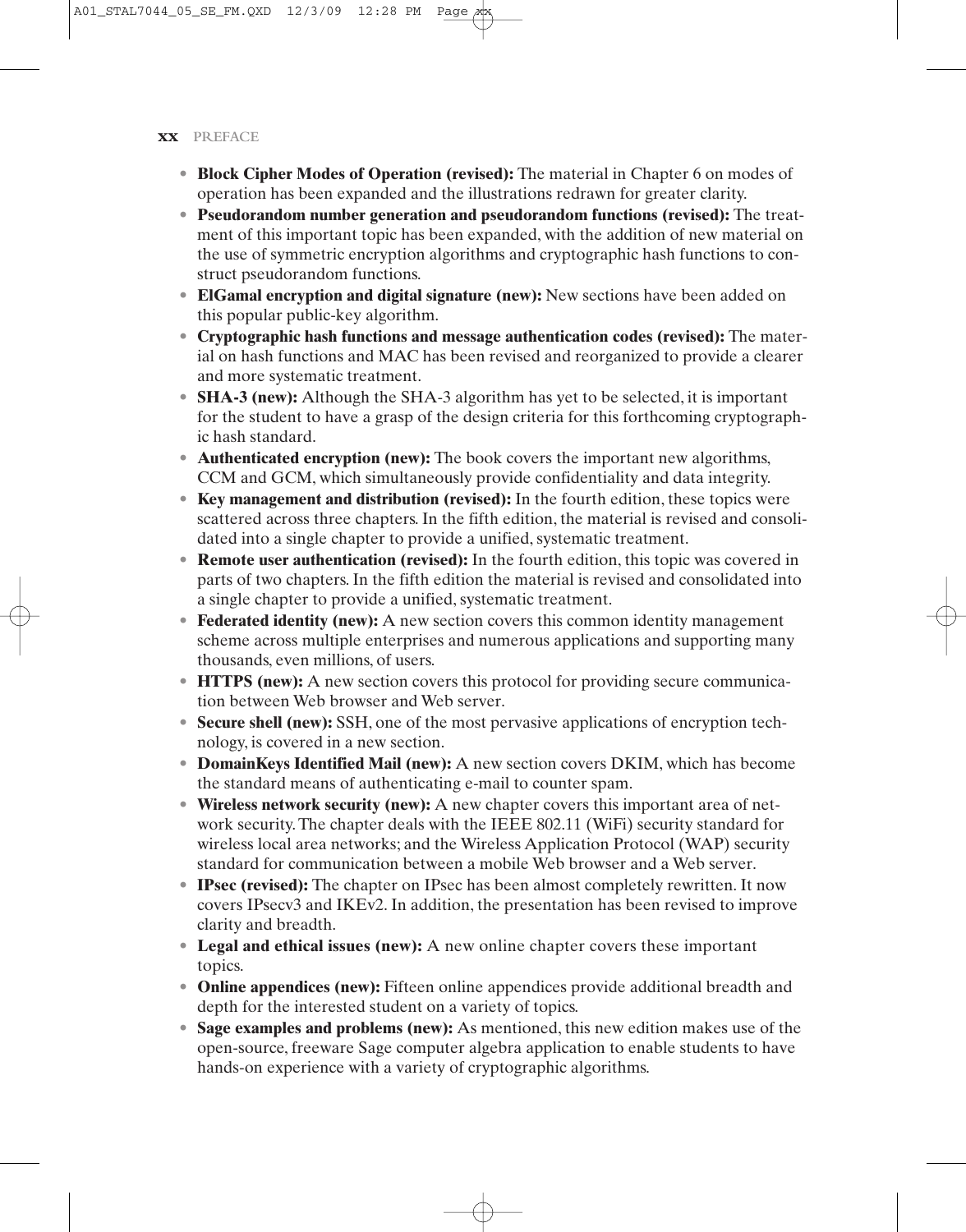- **Block Cipher Modes of Operation (revised):** The material in Chapter 6 on modes of operation has been expanded and the illustrations redrawn for greater clarity.
- **Pseudorandom number generation and pseudorandom functions (revised):** The treatment of this important topic has been expanded, with the addition of new material on the use of symmetric encryption algorithms and cryptographic hash functions to construct pseudorandom functions.
- **ElGamal encryption and digital signature (new):** New sections have been added on this popular public-key algorithm.
- **Cryptographic hash functions and message authentication codes (revised):** The material on hash functions and MAC has been revised and reorganized to provide a clearer and more systematic treatment.
- **SHA-3 (new):** Although the SHA-3 algorithm has yet to be selected, it is important for the student to have a grasp of the design criteria for this forthcoming cryptographic hash standard.
- **Authenticated encryption (new):** The book covers the important new algorithms, CCM and GCM, which simultaneously provide confidentiality and data integrity.
- **Key management and distribution (revised):** In the fourth edition, these topics were scattered across three chapters. In the fifth edition, the material is revised and consolidated into a single chapter to provide a unified, systematic treatment.
- **Remote user authentication (revised):** In the fourth edition, this topic was covered in parts of two chapters. In the fifth edition the material is revised and consolidated into a single chapter to provide a unified, systematic treatment.
- **Federated identity (new):** A new section covers this common identity management scheme across multiple enterprises and numerous applications and supporting many thousands, even millions, of users.
- **HTTPS (new):** A new section covers this protocol for providing secure communication between Web browser and Web server.
- **Secure shell (new):** SSH, one of the most pervasive applications of encryption technology, is covered in a new section.
- **DomainKeys Identified Mail (new):** A new section covers DKIM, which has become the standard means of authenticating e-mail to counter spam.
- **Wireless network security (new):** A new chapter covers this important area of network security. The chapter deals with the IEEE 802.11 (WiFi) security standard for wireless local area networks; and the Wireless Application Protocol (WAP) security standard for communication between a mobile Web browser and a Web server.
- **IPsec (revised):** The chapter on IPsec has been almost completely rewritten. It now covers IPsecv3 and IKEv2. In addition, the presentation has been revised to improve clarity and breadth.
- **Legal and ethical issues (new):** A new online chapter covers these important topics.
- **Online appendices (new):** Fifteen online appendices provide additional breadth and depth for the interested student on a variety of topics.
- **Sage examples and problems (new):** As mentioned, this new edition makes use of the open-source, freeware Sage computer algebra application to enable students to have hands-on experience with a variety of cryptographic algorithms.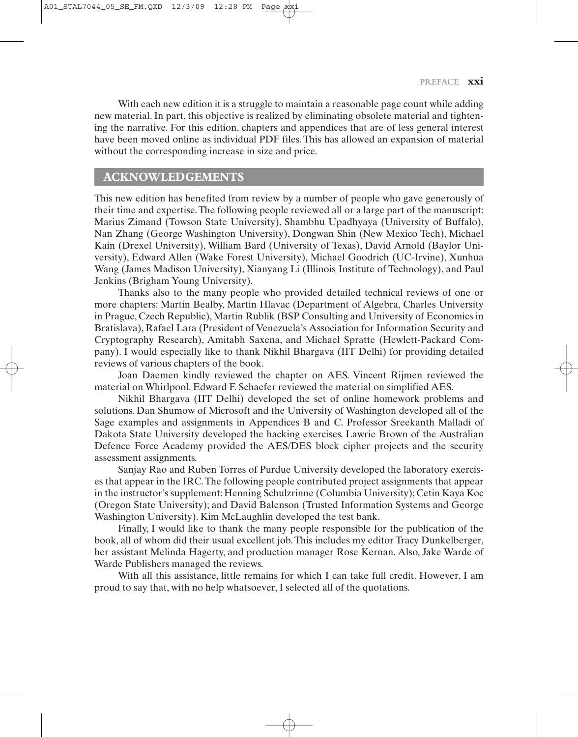With each new edition it is a struggle to maintain a reasonable page count while adding new material. In part, this objective is realized by eliminating obsolete material and tightening the narrative. For this edition, chapters and appendices that are of less general interest have been moved online as individual PDF files. This has allowed an expansion of material without the corresponding increase in size and price.

## ACKNOWLEDGEMENTS

This new edition has benefited from review by a number of people who gave generously of their time and expertise. The following people reviewed all or a large part of the manuscript: Marius Zimand (Towson State University), Shambhu Upadhyaya (University of Buffalo), Nan Zhang (George Washington University), Dongwan Shin (New Mexico Tech), Michael Kain (Drexel University), William Bard (University of Texas), David Arnold (Baylor University), Edward Allen (Wake Forest University), Michael Goodrich (UC-Irvine), Xunhua Wang (James Madison University), Xianyang Li (Illinois Institute of Technology), and Paul Jenkins (Brigham Young University).

Thanks also to the many people who provided detailed technical reviews of one or more chapters: Martin Bealby, Martin Hlavac (Department of Algebra, Charles University in Prague, Czech Republic), Martin Rublik (BSP Consulting and University of Economics in Bratislava), Rafael Lara (President of Venezuela's Association for Information Security and Cryptography Research), Amitabh Saxena, and Michael Spratte (Hewlett-Packard Company). I would especially like to thank Nikhil Bhargava (IIT Delhi) for providing detailed reviews of various chapters of the book.

Joan Daemen kindly reviewed the chapter on AES. Vincent Rijmen reviewed the material on Whirlpool. Edward F. Schaefer reviewed the material on simplified AES.

Nikhil Bhargava (IIT Delhi) developed the set of online homework problems and solutions. Dan Shumow of Microsoft and the University of Washington developed all of the Sage examples and assignments in Appendices B and C. Professor Sreekanth Malladi of Dakota State University developed the hacking exercises. Lawrie Brown of the Australian Defence Force Academy provided the AES/DES block cipher projects and the security assessment assignments.

Sanjay Rao and Ruben Torres of Purdue University developed the laboratory exercises that appear in the IRC. The following people contributed project assignments that appear in the instructor's supplement: Henning Schulzrinne (Columbia University); Cetin Kaya Koc (Oregon State University); and David Balenson (Trusted Information Systems and George Washington University). Kim McLaughlin developed the test bank.

Finally, I would like to thank the many people responsible for the publication of the book, all of whom did their usual excellent job. This includes my editor Tracy Dunkelberger, her assistant Melinda Hagerty, and production manager Rose Kernan. Also, Jake Warde of Warde Publishers managed the reviews.

With all this assistance, little remains for which I can take full credit. However, I am proud to say that, with no help whatsoever, I selected all of the quotations.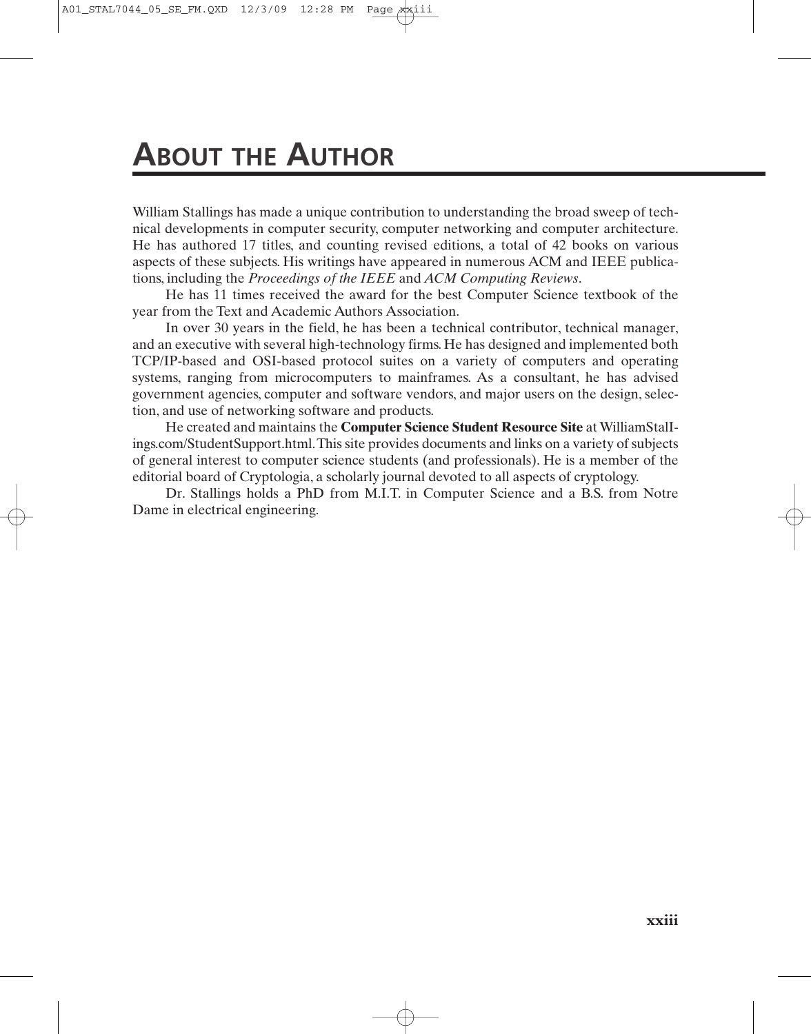# About the Author

William Stallings has made a unique contribution to understanding the broad sweep of technical developments in computer security, computer networking and computer architecture. He has authored 17 titles, and counting revised editions, a total of 42 books on various aspects of these subjects. His writings have appeared in numerous ACM and IEEE publications, including the *Proceedings of the IEEE* and *ACM Computing Reviews*.

He has 11 times received the award for the best Computer Science textbook of the year from the Text and Academic Authors Association.

In over 30 years in the field, he has been a technical contributor, technical manager, and an executive with several high-technology firms. He has designed and implemented both TCP/IP-based and OSI-based protocol suites on a variety of computers and operating systems, ranging from microcomputers to mainframes. As a consultant, he has advised government agencies, computer and software vendors, and major users on the design, selection, and use of networking software and products.

He created and maintains the **Computer Science Student Resource Site** at WilliamStallings.com/StudentSupport.html. This site provides documents and links on a variety of subjects of general interest to computer science students (and professionals). He is a member of the editorial board of Cryptologia, a scholarly journal devoted to all aspects of cryptology.

Dr. Stallings holds a PhD from M.I.T. in Computer Science and a B.S. from Notre Dame in electrical engineering.